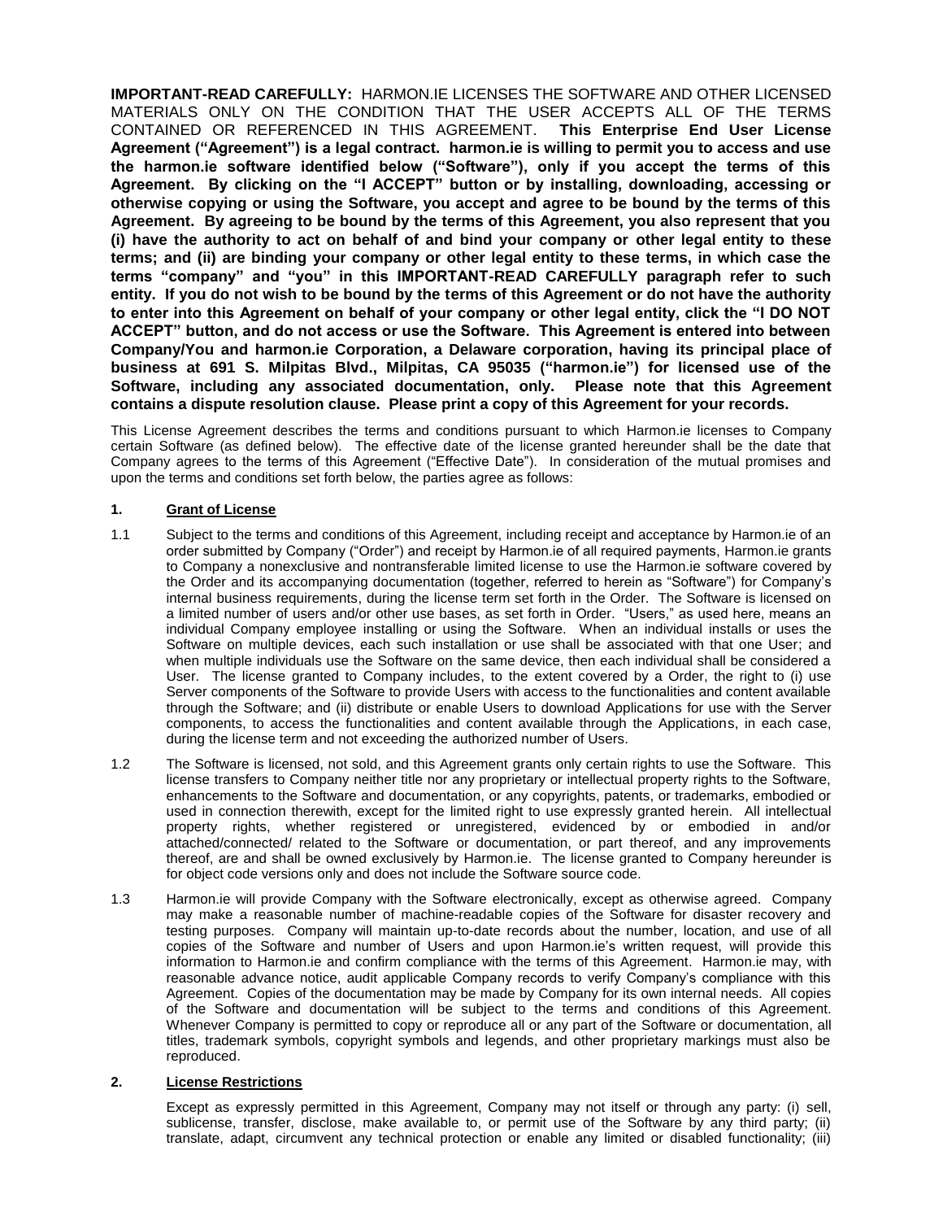**IMPORTANT-READ CAREFULLY:** HARMON.IE LICENSES THE SOFTWARE AND OTHER LICENSED MATERIALS ONLY ON THE CONDITION THAT THE USER ACCEPTS ALL OF THE TERMS CONTAINED OR REFERENCED IN THIS AGREEMENT. **This Enterprise End User License Agreement ("Agreement") is a legal contract. harmon.ie is willing to permit you to access and use the harmon.ie software identified below ("Software"), only if you accept the terms of this Agreement. By clicking on the "I ACCEPT" button or by installing, downloading, accessing or otherwise copying or using the Software, you accept and agree to be bound by the terms of this Agreement. By agreeing to be bound by the terms of this Agreement, you also represent that you (i) have the authority to act on behalf of and bind your company or other legal entity to these terms; and (ii) are binding your company or other legal entity to these terms, in which case the terms "company" and "you" in this IMPORTANT-READ CAREFULLY paragraph refer to such entity. If you do not wish to be bound by the terms of this Agreement or do not have the authority to enter into this Agreement on behalf of your company or other legal entity, click the "I DO NOT ACCEPT" button, and do not access or use the Software. This Agreement is entered into between Company/You and harmon.ie Corporation, a Delaware corporation, having its principal place of business at 691 S. Milpitas Blvd., Milpitas, CA 95035 ("harmon.ie") for licensed use of the Software, including any associated documentation, only. Please note that this Agreement contains a dispute resolution clause. Please print a copy of this Agreement for your records.**

This License Agreement describes the terms and conditions pursuant to which Harmon.ie licenses to Company certain Software (as defined below). The effective date of the license granted hereunder shall be the date that Company agrees to the terms of this Agreement ("Effective Date"). In consideration of the mutual promises and upon the terms and conditions set forth below, the parties agree as follows:

**1. Grant of License**

1.1 Subject to the terms and conditions of this Agreement, including receipt and acceptance by Harmon.ie of an order submitted by Company ("Order") and receipt by Harmon.ie of all required payments, Harmon.ie grants to Company a nonexclusive and nontransferable limited license to use the Harmon.ie software covered by the Order and its accompanying documentation (together, referred to herein as "Software") for Company's internal business requirements, during the license term set forth in the Order. The Software is licensed on a limited number of users and/or other use bases, as set forth in Order. "Users," as used here, means an individual Company employee installing or using the Software. When an individual installs or uses the Software on multiple devices, each such installation or use shall be associated with that one User; and when multiple individuals use the Software on the same device, then each individual shall be considered a User. The license granted to Company includes, to the extent covered by a Order, the right to (i) use Server components of the Software to provide Users with access to the functionalities and content available through the Software; and (ii) distribute or enable Users to download Applications for use with the Server components, to access the functionalities and content available through the Applications, in each case, during the license term and not exceeding the authorized number of Users.

1.2 The Software is licensed, not sold, and this Agreement grants only certain rights to use the Software. This license transfers to Company neither title nor any proprietary or intellectual property rights to the Software, enhancements to the Software and documentation, or any copyrights, patents, or trademarks, embodied or used in connection therewith, except for the limited right to use expressly granted herein. All intellectual property rights, whether registered or unregistered, evidenced by or embodied in and/or attached/connected/ related to the Software or documentation, or part thereof, and any improvements thereof, are and shall be owned exclusively by Harmon.ie. The license granted to Company hereunder is for object code versions only and does not include the Software source code.

1.3 Harmon.ie will provide Company with the Software electronically, except as otherwise agreed. Company may make a reasonable number of machine-readable copies of the Software for disaster recovery and testing purposes. Company will maintain up-to-date records about the number, location, and use of all copies of the Software and number of Users and upon Harmon.ie's written request, will provide this information to Harmon.ie and confirm compliance with the terms of this Agreement. Harmon.ie may, with reasonable advance notice, audit applicable Company records to verify Company's compliance with this Agreement. Copies of the documentation may be made by Company for its own internal needs. All copies of the Software and documentation will be subject to the terms and conditions of this Agreement. Whenever Company is permitted to copy or reproduce all or any part of the Software or documentation, all titles, trademark symbols, copyright symbols and legends, and other proprietary markings must also be reproduced.

**2. License Restrictions**

Except as expressly permitted in this Agreement, Company may not itself or through any party: (i) sell, sublicense, transfer, disclose, make available to, or permit use of the Software by any third party; (ii) translate, adapt, circumvent any technical protection or enable any limited or disabled functionality; (iii)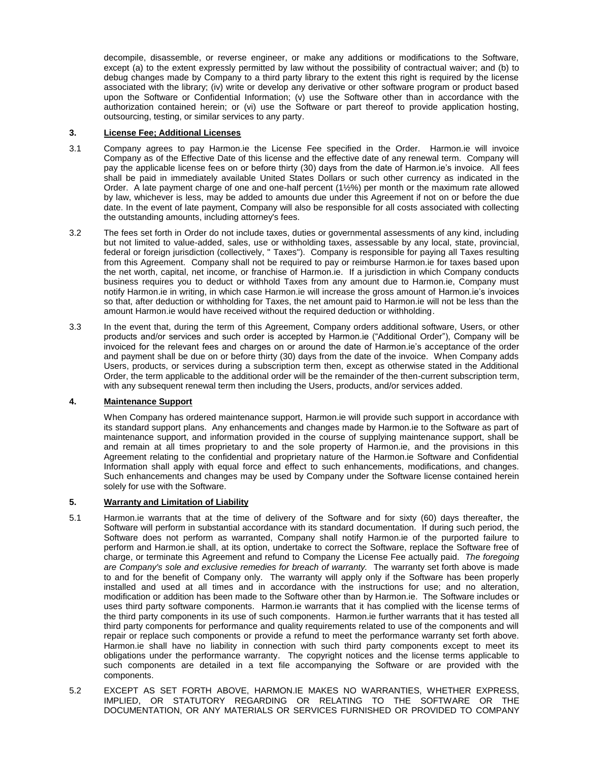decompile, disassemble, or reverse engineer, or make any additions or modifications to the Software, except (a) to the extent expressly permitted by law without the possibility of contractual waiver; and (b) to debug changes made by Company to a third party library to the extent this right is required by the license associated with the library; (iv) write or develop any derivative or other software program or product based upon the Software or Confidential Information; (v) use the Software other than in accordance with the authorization contained herein; or (vi) use the Software or part thereof to provide application hosting, outsourcing, testing, or similar services to any party.

## 3. License Fee; Additional Licenses

3.1 Company agrees to pay Harmon.ie the License Fee specified in the Order. Harmon.ie will invoice Company as of the Effective Date of this license and the effective date of any renewal term. Company will pay the applicable license fees on or before thirty (30) days from the date of Harmon.ie's invoice. All fees shall be paid in immediately available United States Dollars or such other currency as indicated in the Order. A late payment charge of one and one-half percent (1½%) per month or the maximum rate allowed by law, whichever is less, may be added to amounts due under this Agreement if not on or before the due date. In the event of late payment, Company will also be responsible for all costs associated with collecting the outstanding amounts, including attorney's fees.

3.2 The fees set forth in Order do not include taxes, duties or governmental assessments of any kind, including but not limited to value-added, sales, use or withholding taxes, assessable by any local, state, provincial, federal or foreign jurisdiction (collectively, " Taxes"). Company is responsible for paying all Taxes resulting from this Agreement. Company shall not be required to pay or reimburse Harmon.ie for taxes based upon the net worth, capital, net income, or franchise of Harmon.ie. If a jurisdiction in which Company conducts business requires you to deduct or withhold Taxes from any amount due to Harmon.ie, Company must notify Harmon.ie in writing, in which case Harmon.ie will increase the gross amount of Harmon.ie's invoices so that, after deduction or withholding for Taxes, the net amount paid to Harmon.ie will not be less than the amount Harmon.ie would have received without the required deduction or withholding.

3.3 In the event that, during the term of this Agreement, Company orders additional software, Users, or other products and/or services and such order is accepted by Harmon.ie ("Additional Order"), Company will be invoiced for the relevant fees and charges on or around the date of Harmon.ie's acceptance of the order and payment shall be due on or before thirty (30) days from the date of the invoice. When Company adds Users, products, or services during a subscription term then, except as otherwise stated in the Additional Order, the term applicable to the additional order will be the remainder of the then-current subscription term, with any subsequent renewal term then including the Users, products, and/or services added.

## 4. Maintenance Support

When Company has ordered maintenance support, Harmon.ie will provide such support in accordance with its standard support plans. Any enhancements and changes made by Harmon.ie to the Software as part of maintenance support, and information provided in the course of supplying maintenance support, shall be and remain at all times proprietary to and the sole property of Harmon.ie, and the provisions in this Agreement relating to the confidential and proprietary nature of the Harmon.ie Software and Confidential Information shall apply with equal force and effect to such enhancements, modifications, and changes. Such enhancements and changes may be used by Company under the Software license contained herein solely for use with the Software.

## 5. Warranty and Limitation of Liability

5.1 Harmon.ie warrants that at the time of delivery of the Software and for sixty (60) days thereafter, the Software will perform in substantial accordance with its standard documentation. If during such period, the Software does not perform as warranted, Company shall notify Harmon.ie of the purported failure to perform and Harmon.ie shall, at its option, undertake to correct the Software, replace the Software free of charge, or terminate this Agreement and refund to Company the License Fee actually paid. *The foregoing are Company's sole and exclusive remedies for breach of warranty.* The warranty set forth above is made to and for the benefit of Company only. The warranty will apply only if the Software has been properly installed and used at all times and in accordance with the instructions for use; and no alteration, modification or addition has been made to the Software other than by Harmon.ie. The Software includes or uses third party software components. Harmon.ie warrants that it has complied with the license terms of the third party components in its use of such components. Harmon.ie further warrants that it has tested all third party components for performance and quality requirements related to use of the components and will repair or replace such components or provide a refund to meet the performance warranty set forth above. Harmon.ie shall have no liability in connection with such third party components except to meet its obligations under the performance warranty. The copyright notices and the license terms applicable to such components are detailed in a text file accompanying the Software or are provided with the components.

5.2 EXCEPT AS SET FORTH ABOVE, HARMON.IE MAKES NO WARRANTIES, WHETHER EXPRESS, IMPLIED, OR STATUTORY REGARDING OR RELATING TO THE SOFTWARE OR THE DOCUMENTATION, OR ANY MATERIALS OR SERVICES FURNISHED OR PROVIDED TO COMPANY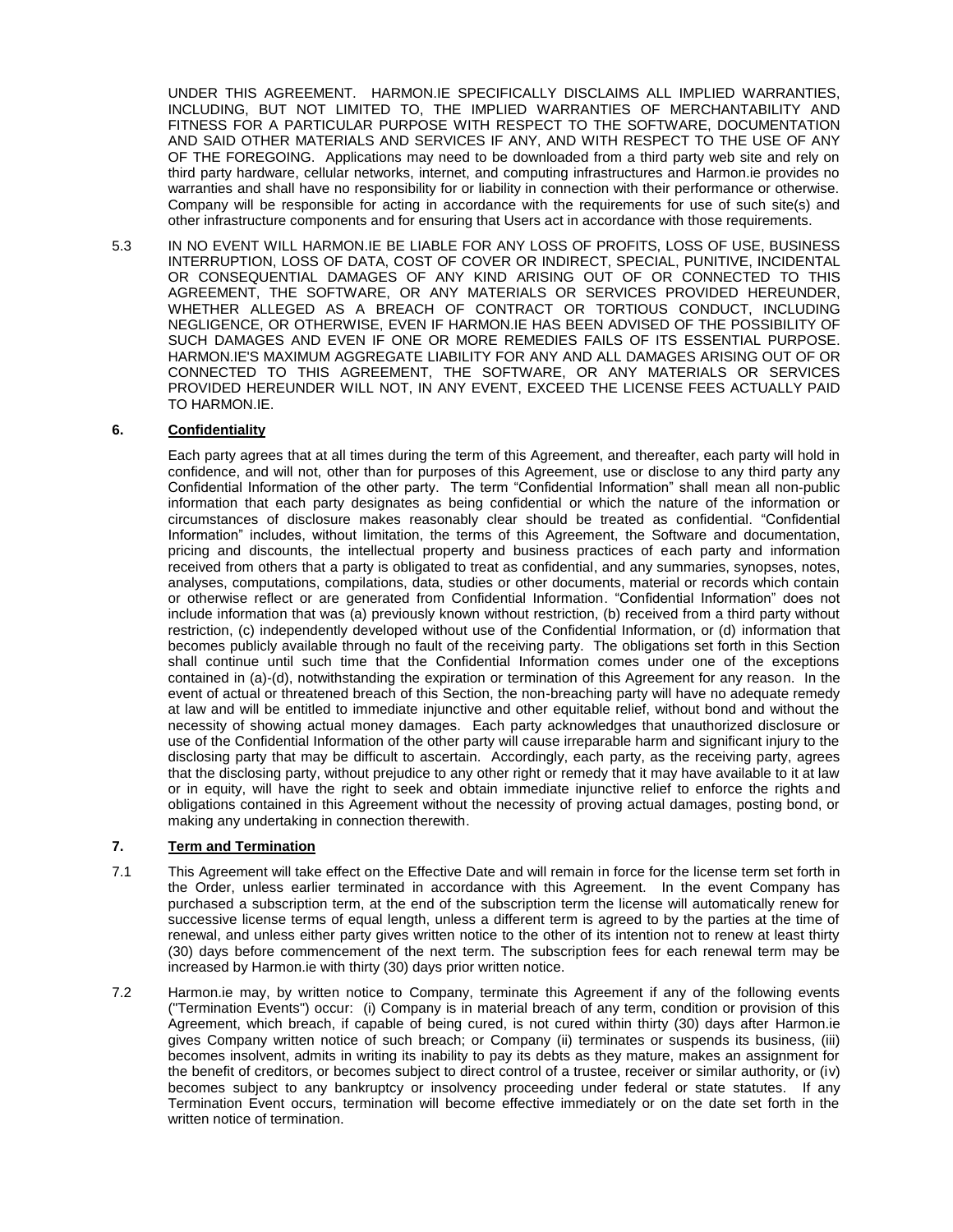UNDER THIS AGREEMENT. HARMON.IE SPECIFICALLY DISCLAIMS ALL IMPLIED WARRANTIES, INCLUDING, BUT NOT LIMITED TO, THE IMPLIED WARRANTIES OF MERCHANTABILITY AND FITNESS FOR A PARTICULAR PURPOSE WITH RESPECT TO THE SOFTWARE, DOCUMENTATION AND SAID OTHER MATERIALS AND SERVICES IF ANY, AND WITH RESPECT TO THE USE OF ANY OF THE FOREGOING. Applications may need to be downloaded from a third party web site and rely on third party hardware, cellular networks, internet, and computing infrastructures and Harmon.ie provides no warranties and shall have no responsibility for or liability in connection with their performance or otherwise. Company will be responsible for acting in accordance with the requirements for use of such site(s) and other infrastructure components and for ensuring that Users act in accordance with those requirements.

5.3 IN NO EVENT WILL HARMON.IE BE LIABLE FOR ANY LOSS OF PROFITS, LOSS OF USE, BUSINESS INTERRUPTION, LOSS OF DATA, COST OF COVER OR INDIRECT, SPECIAL, PUNITIVE, INCIDENTAL OR CONSEQUENTIAL DAMAGES OF ANY KIND ARISING OUT OF OR CONNECTED TO THIS AGREEMENT, THE SOFTWARE, OR ANY MATERIALS OR SERVICES PROVIDED HEREUNDER, WHETHER ALLEGED AS A BREACH OF CONTRACT OR TORTIOUS CONDUCT, INCLUDING NEGLIGENCE, OR OTHERWISE, EVEN IF HARMON.IE HAS BEEN ADVISED OF THE POSSIBILITY OF SUCH DAMAGES AND EVEN IF ONE OR MORE REMEDIES FAILS OF ITS ESSENTIAL PURPOSE. HARMON.IE'S MAXIMUM AGGREGATE LIABILITY FOR ANY AND ALL DAMAGES ARISING OUT OF OR CONNECTED TO THIS AGREEMENT, THE SOFTWARE, OR ANY MATERIALS OR SERVICES PROVIDED HEREUNDER WILL NOT, IN ANY EVENT, EXCEED THE LICENSE FEES ACTUALLY PAID TO HARMON.IE.

## 6. Confidentiality

Each party agrees that at all times during the term of this Agreement, and thereafter, each party will hold in confidence, and will not, other than for purposes of this Agreement, use or disclose to any third party any Confidential Information of the other party. The term "Confidential Information" shall mean all non-public information that each party designates as being confidential or which the nature of the information or circumstances of disclosure makes reasonably clear should be treated as confidential. "Confidential Information" includes, without limitation, the terms of this Agreement, the Software and documentation, pricing and discounts, the intellectual property and business practices of each party and information received from others that a party is obligated to treat as confidential, and any summaries, synopses, notes, analyses, computations, compilations, data, studies or other documents, material or records which contain or otherwise reflect or are generated from Confidential Information. "Confidential Information" does not include information that was (a) previously known without restriction, (b) received from a third party without restriction, (c) independently developed without use of the Confidential Information, or (d) information that becomes publicly available through no fault of the receiving party. The obligations set forth in this Section shall continue until such time that the Confidential Information comes under one of the exceptions contained in (a)-(d), notwithstanding the expiration or termination of this Agreement for any reason. In the event of actual or threatened breach of this Section, the non-breaching party will have no adequate remedy at law and will be entitled to immediate injunctive and other equitable relief, without bond and without the necessity of showing actual money damages. Each party acknowledges that unauthorized disclosure or use of the Confidential Information of the other party will cause irreparable harm and significant injury to the disclosing party that may be difficult to ascertain. Accordingly, each party, as the receiving party, agrees that the disclosing party, without prejudice to any other right or remedy that it may have available to it at law or in equity, will have the right to seek and obtain immediate injunctive relief to enforce the rights and obligations contained in this Agreement without the necessity of proving actual damages, posting bond, or making any undertaking in connection therewith.

## 7. Term and Termination

7.1 This Agreement will take effect on the Effective Date and will remain in force for the license term set forth in the Order, unless earlier terminated in accordance with this Agreement. In the event Company has purchased a subscription term, at the end of the subscription term the license will automatically renew for successive license terms of equal length, unless a different term is agreed to by the parties at the time of renewal, and unless either party gives written notice to the other of its intention not to renew at least thirty (30) days before commencement of the next term. The subscription fees for each renewal term may be increased by Harmon.ie with thirty (30) days prior written notice.

7.2 Harmon.ie may, by written notice to Company, terminate this Agreement if any of the following events ("Termination Events") occur: (i) Company is in material breach of any term, condition or provision of this Agreement, which breach, if capable of being cured, is not cured within thirty (30) days after Harmon.ie gives Company written notice of such breach; or Company (ii) terminates or suspends its business, (iii) becomes insolvent, admits in writing its inability to pay its debts as they mature, makes an assignment for the benefit of creditors, or becomes subject to direct control of a trustee, receiver or similar authority, or (iv) becomes subject to any bankruptcy or insolvency proceeding under federal or state statutes. If any Termination Event occurs, termination will become effective immediately or on the date set forth in the written notice of termination.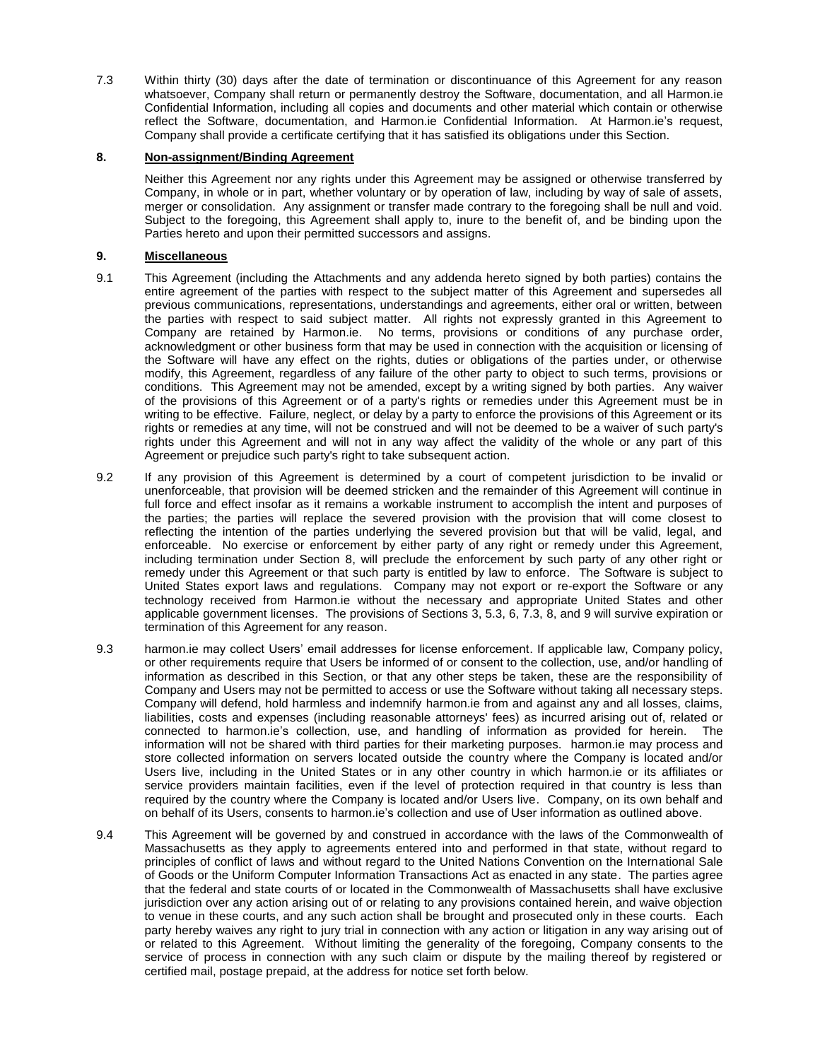7.3 Within thirty (30) days after the date of termination or discontinuance of this Agreement for any reason whatsoever, Company shall return or permanently destroy the Software, documentation, and all Harmon.ie Confidential Information, including all copies and documents and other material which contain or otherwise reflect the Software, documentation, and Harmon.ie Confidential Information. At Harmon.ie's request, Company shall provide a certificate certifying that it has satisfied its obligations under this Section.

## 8. <u>Non-assignment/Binding Agreement</u>

Neither this Agreement nor any rights under this Agreement may be assigned or otherwise transferred by Company, in whole or in part, whether voluntary or by operation of law, including by way of sale of assets, merger or consolidation. Any assignment or transfer made contrary to the foregoing shall be null and void. Subject to the foregoing, this Agreement shall apply to, inure to the benefit of, and be binding upon the Parties hereto and upon their permitted successors and assigns.

## 9. <u>Miscellaneous</u>

9.1 This Agreement (including the Attachments and any addenda hereto signed by both parties) contains the entire agreement of the parties with respect to the subject matter of this Agreement and supersedes all previous communications, representations, understandings and agreements, either oral or written, between the parties with respect to said subject matter. All rights not expressly granted in this Agreement to Company are retained by Harmon.ie. No terms, provisions or conditions of any purchase order, acknowledgment or other business form that may be used in connection with the acquisition or licensing of the Software will have any effect on the rights, duties or obligations of the parties under, or otherwise modify, this Agreement, regardless of any failure of the other party to object to such terms, provisions or conditions. This Agreement may not be amended, except by a writing signed by both parties. Any waiver of the provisions of this Agreement or of a party's rights or remedies under this Agreement must be in writing to be effective. Failure, neglect, or delay by a party to enforce the provisions of this Agreement or its rights or remedies at any time, will not be construed and will not be deemed to be a waiver of such party's rights under this Agreement and will not in any way affect the validity of the whole or any part of this Agreement or prejudice such party's right to take subsequent action.

9.2 If any provision of this Agreement is determined by a court of competent jurisdiction to be invalid or unenforceable, that provision will be deemed stricken and the remainder of this Agreement will continue in full force and effect insofar as it remains a workable instrument to accomplish the intent and purposes of the parties; the parties will replace the severed provision with the provision that will come closest to reflecting the intention of the parties underlying the severed provision but that will be valid, legal, and enforceable. No exercise or enforcement by either party of any right or remedy under this Agreement, including termination under Section 8, will preclude the enforcement by such party of any other right or remedy under this Agreement or that such party is entitled by law to enforce. The Software is subject to United States export laws and regulations. Company may not export or re-export the Software or any technology received from Harmon.ie without the necessary and appropriate United States and other applicable government licenses. The provisions of Sections 3, 5.3, 6, 7.3, 8, and 9 will survive expiration or termination of this Agreement for any reason.

9.3 harmon.ie may collect Users' email addresses for license enforcement. If applicable law, Company policy, or other requirements require that Users be informed of or consent to the collection, use, and/or handling of information as described in this Section, or that any other steps be taken, these are the responsibility of Company and Users may not be permitted to access or use the Software without taking all necessary steps. Company will defend, hold harmless and indemnify harmon.ie from and against any and all losses, claims, liabilities, costs and expenses (including reasonable attorneys' fees) as incurred arising out of, related or connected to harmon.ie's collection, use, and handling of information as provided for herein. The information will not be shared with third parties for their marketing purposes. harmon.ie may process and store collected information on servers located outside the country where the Company is located and/or Users live, including in the United States or in any other country in which harmon.ie or its affiliates or service providers maintain facilities, even if the level of protection required in that country is less than required by the country where the Company is located and/or Users live. Company, on its own behalf and on behalf of its Users, consents to harmon.ie's collection and use of User information as outlined above.

9.4 This Agreement will be governed by and construed in accordance with the laws of the Commonwealth of Massachusetts as they apply to agreements entered into and performed in that state, without regard to principles of conflict of laws and without regard to the United Nations Convention on the International Sale of Goods or the Uniform Computer Information Transactions Act as enacted in any state. The parties agree that the federal and state courts of or located in the Commonwealth of Massachusetts shall have exclusive jurisdiction over any action arising out of or relating to any provisions contained herein, and waive objection to venue in these courts, and any such action shall be brought and prosecuted only in these courts. Each party hereby waives any right to jury trial in connection with any action or litigation in any way arising out of or related to this Agreement. Without limiting the generality of the foregoing, Company consents to the service of process in connection with any such claim or dispute by the mailing thereof by registered or certified mail, postage prepaid, at the address for notice set forth below.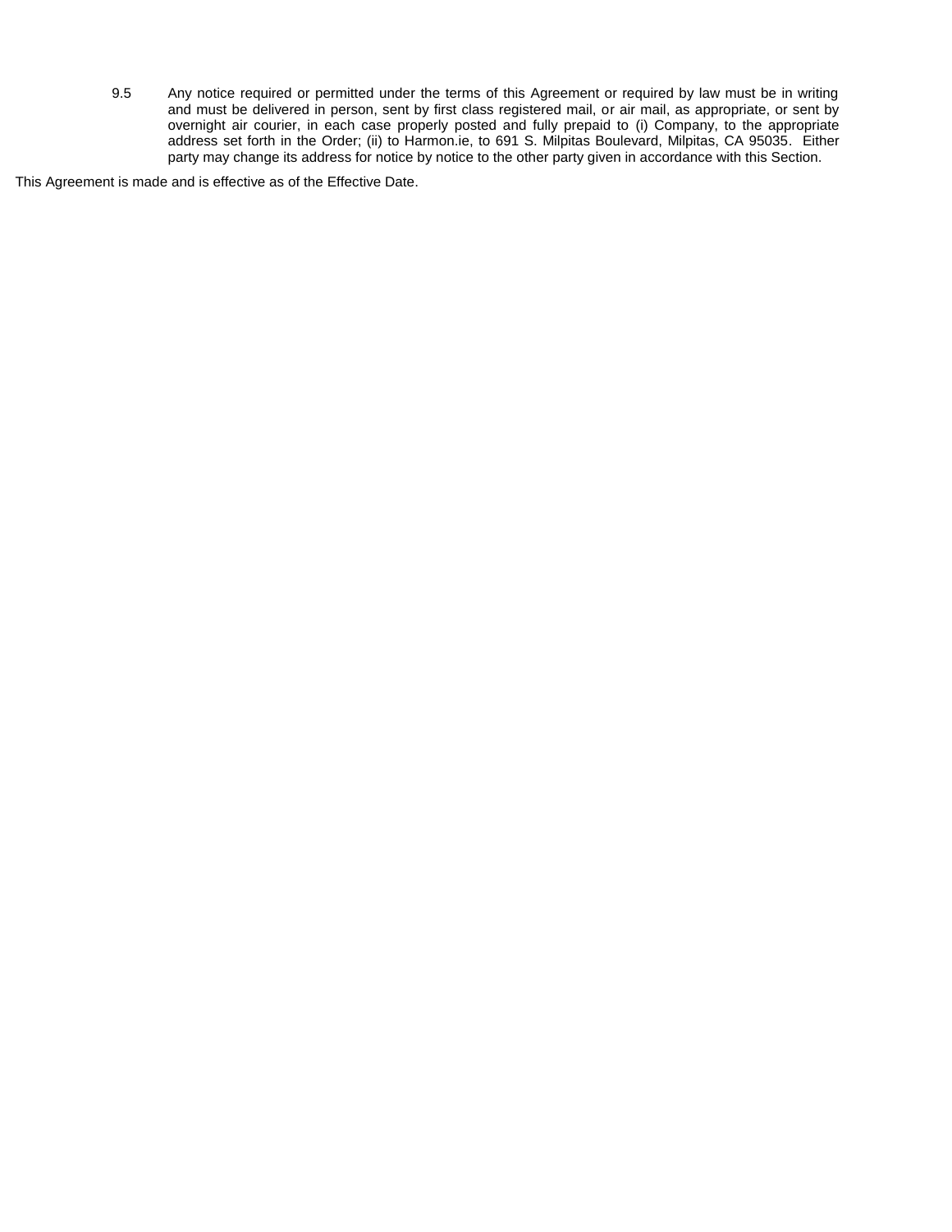9.5 Any notice required or permitted under the terms of this Agreement or required by law must be in writing and must be delivered in person, sent by first class registered mail, or air mail, as appropriate, or sent by overnight air courier, in each case properly posted and fully prepaid to (i) Company, to the appropriate address set forth in the Order; (ii) to Harmon.ie, to 691 S. Milpitas Boulevard, Milpitas, CA 95035. Either party may change its address for notice by notice to the other party given in accordance with this Section.

This Agreement is made and is effective as of the Effective Date.